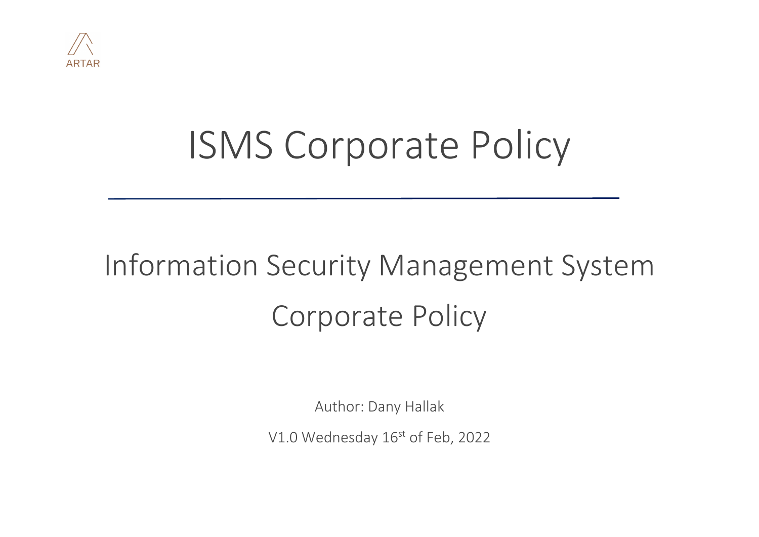ARTAR

# ISMS Corporate Policy

## Information Security Management System Corporate Policy

Author: Dany Hallak

V1.0 Wednesday 16st of Feb, 2022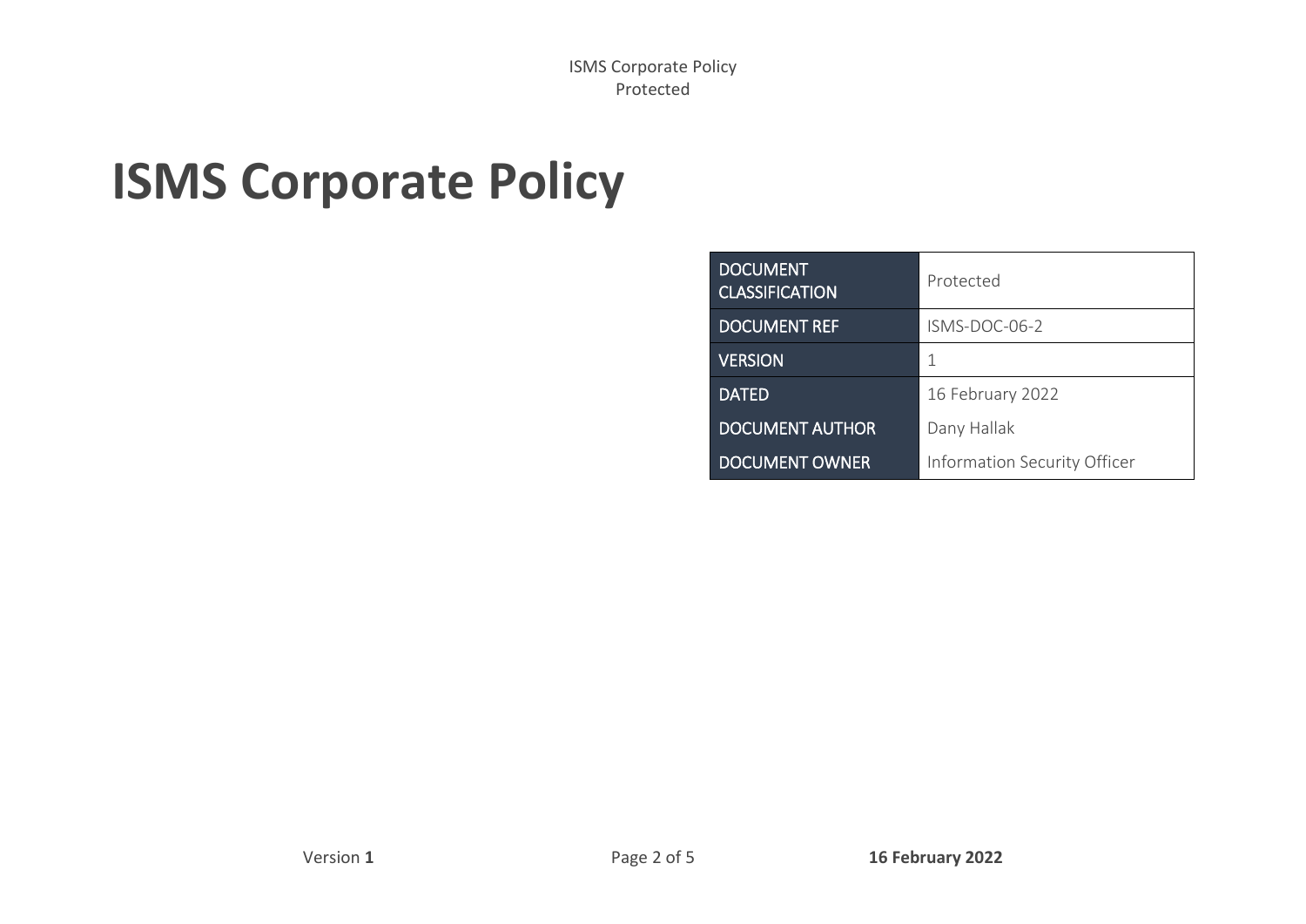# ISMS Corporate Policy

| DOCUMENT CLASSIFICATION | Protected |
| --- | --- |
| DOCUMENT REF | ISMS-DOC-06-2 |
| VERSION | 1 |
| DATED | 16 February 2022 |
| DOCUMENT AUTHOR | Dany Hallak |
| DOCUMENT OWNER | Information Security Officer |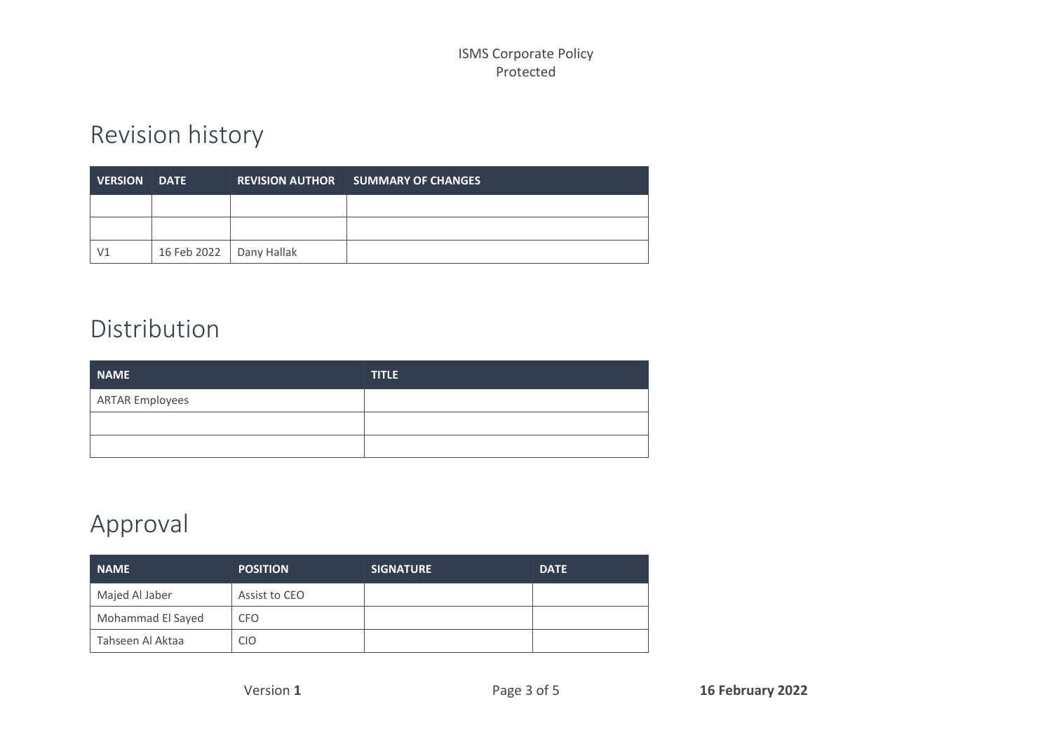# Revision history

| VERSION | DATE | REVISION AUTHOR | SUMMARY OF CHANGES |
|---|---|---|---|
| | | | |
| | | | |
| V1 | 16 Feb 2022 | Dany Hallak | |

# Distribution

| NAME | TITLE |
|---|---|
| ARTAR Employees | |
| | |
| | |

# Approval

| NAME | POSITION | SIGNATURE | DATE |
|---|---|---|---|
| Majed Al Jaber | Assist to CEO | | |
| Mohammad El Sayed | CFO | | |
| Tahseen Al Aktaa | CIO | | |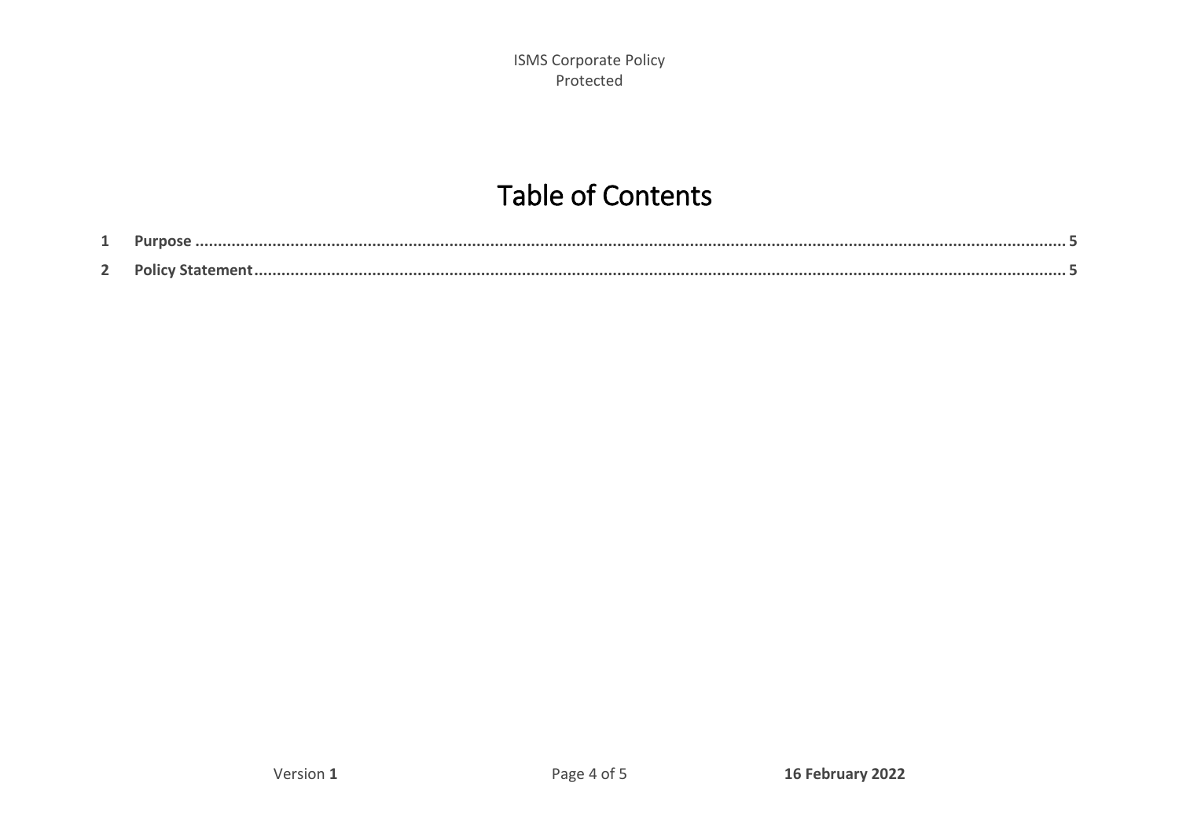# Table of Contents

1 **Purpose** .......... 5

2 **Policy Statement** .......... 5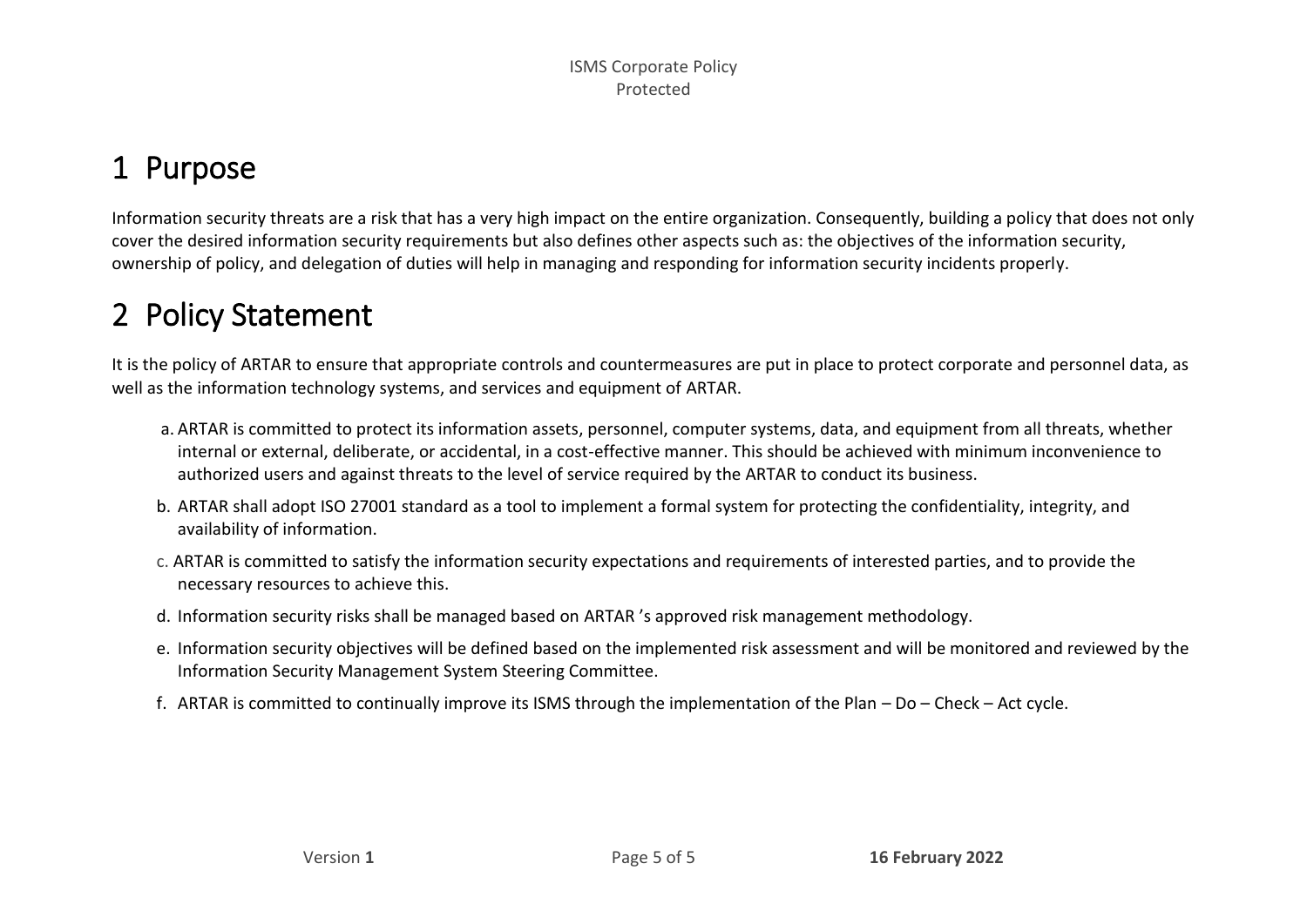# 1 Purpose

Information security threats are a risk that has a very high impact on the entire organization. Consequently, building a policy that does not only cover the desired information security requirements but also defines other aspects such as: the objectives of the information security, ownership of policy, and delegation of duties will help in managing and responding for information security incidents properly.

# 2 Policy Statement

It is the policy of ARTAR to ensure that appropriate controls and countermeasures are put in place to protect corporate and personnel data, as well as the information technology systems, and services and equipment of ARTAR.

a. ARTAR is committed to protect its information assets, personnel, computer systems, data, and equipment from all threats, whether internal or external, deliberate, or accidental, in a cost-effective manner. This should be achieved with minimum inconvenience to authorized users and against threats to the level of service required by the ARTAR to conduct its business.

b. ARTAR shall adopt ISO 27001 standard as a tool to implement a formal system for protecting the confidentiality, integrity, and availability of information.

c. ARTAR is committed to satisfy the information security expectations and requirements of interested parties, and to provide the necessary resources to achieve this.

d. Information security risks shall be managed based on ARTAR 's approved risk management methodology.

e. Information security objectives will be defined based on the implemented risk assessment and will be monitored and reviewed by the Information Security Management System Steering Committee.

f. ARTAR is committed to continually improve its ISMS through the implementation of the Plan – Do – Check – Act cycle.